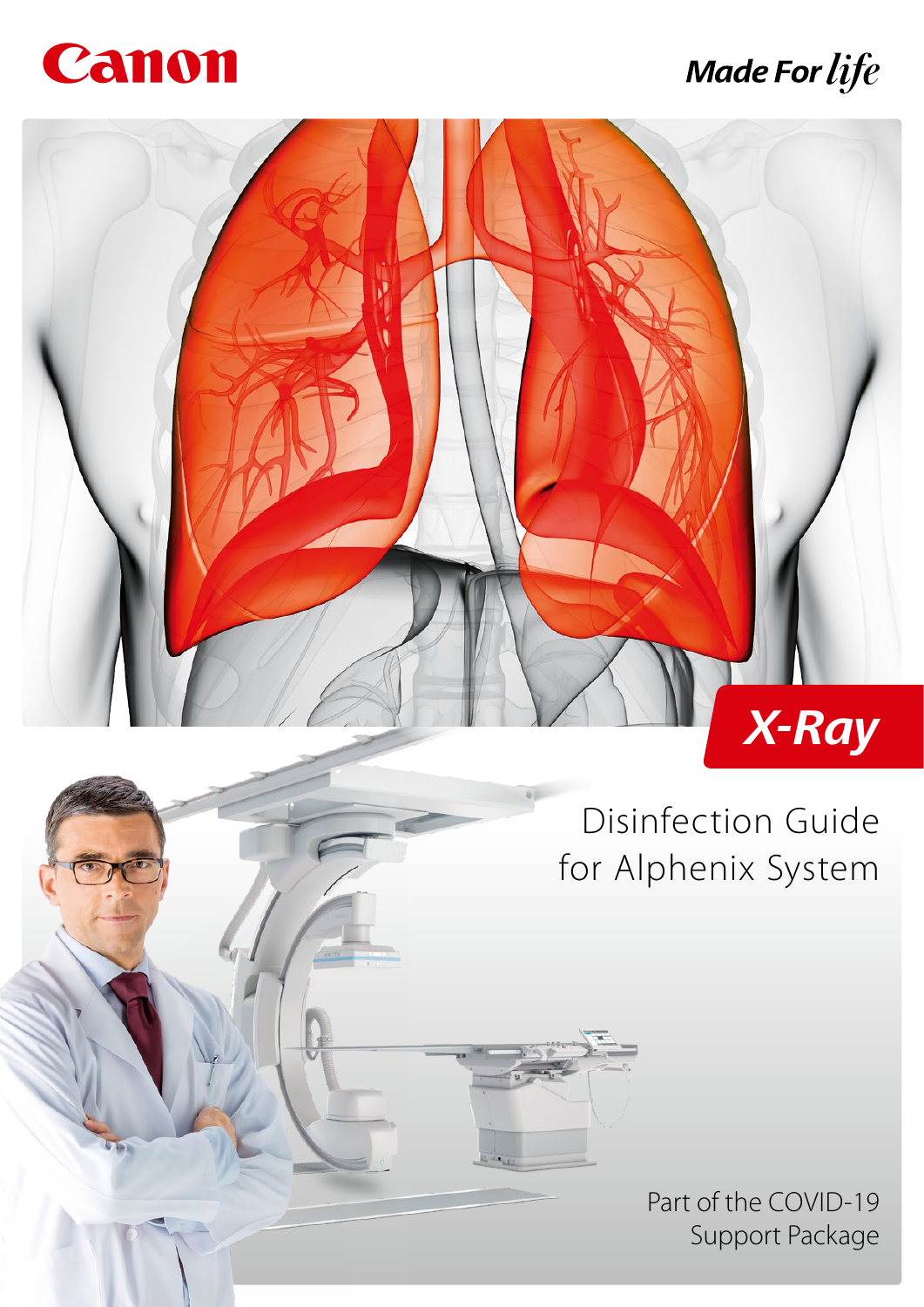Canon

*Made For life*

X-Ray

# Disinfection Guide for Alphenix System

Part of the COVID-19 Support Package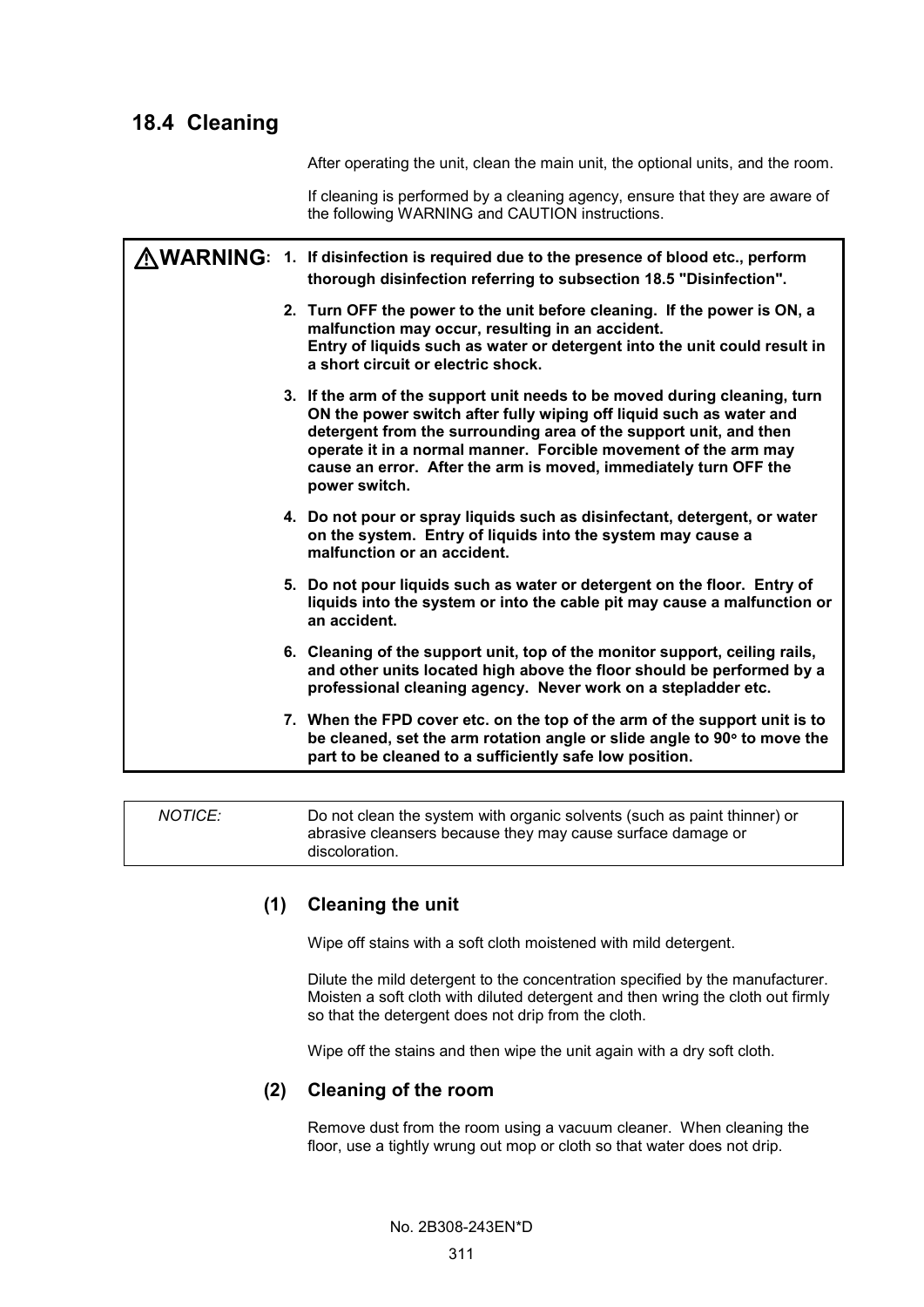## 18.4 Cleaning

After operating the unit, clean the main unit, the optional units, and the room.

If cleaning is performed by a cleaning agency, ensure that they are aware of the following WARNING and CAUTION instructions.

> ⚠**WARNING:**
>
> 1. **If disinfection is required due to the presence of blood etc., perform thorough disinfection referring to subsection 18.5 "Disinfection".**
> 2. **Turn OFF the power to the unit before cleaning. If the power is ON, a malfunction may occur, resulting in an accident. Entry of liquids such as water or detergent into the unit could result in a short circuit or electric shock.**
> 3. **If the arm of the support unit needs to be moved during cleaning, turn ON the power switch after fully wiping off liquid such as water and detergent from the surrounding area of the support unit, and then operate it in a normal manner. Forcible movement of the arm may cause an error. After the arm is moved, immediately turn OFF the power switch.**
> 4. **Do not pour or spray liquids such as disinfectant, detergent, or water on the system. Entry of liquids into the system may cause a malfunction or an accident.**
> 5. **Do not pour liquids such as water or detergent on the floor. Entry of liquids into the system or into the cable pit may cause a malfunction or an accident.**
> 6. **Cleaning of the support unit, top of the monitor support, ceiling rails, and other units located high above the floor should be performed by a professional cleaning agency. Never work on a stepladder etc.**
> 7. **When the FPD cover etc. on the top of the arm of the support unit is to be cleaned, set the arm rotation angle or slide angle to 90° to move the part to be cleaned to a sufficiently safe low position.**

> *NOTICE:* Do not clean the system with organic solvents (such as paint thinner) or abrasive cleansers because they may cause surface damage or discoloration.

### (1) Cleaning the unit

Wipe off stains with a soft cloth moistened with mild detergent.

Dilute the mild detergent to the concentration specified by the manufacturer. Moisten a soft cloth with diluted detergent and then wring the cloth out firmly so that the detergent does not drip from the cloth.

Wipe off the stains and then wipe the unit again with a dry soft cloth.

### (2) Cleaning of the room

Remove dust from the room using a vacuum cleaner. When cleaning the floor, use a tightly wrung out mop or cloth so that water does not drip.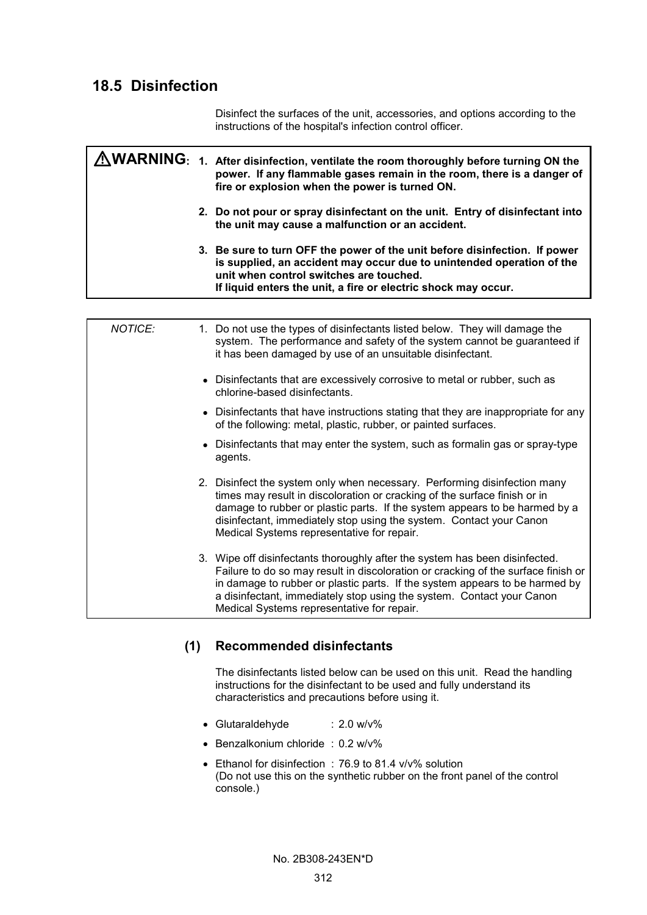## 18.5 Disinfection

Disinfect the surfaces of the unit, accessories, and options according to the instructions of the hospital's infection control officer.

> **⚠WARNING:**
>
> 1. **After disinfection, ventilate the room thoroughly before turning ON the power. If any flammable gases remain in the room, there is a danger of fire or explosion when the power is turned ON.**
> 2. **Do not pour or spray disinfectant on the unit. Entry of disinfectant into the unit may cause a malfunction or an accident.**
> 3. **Be sure to turn OFF the power of the unit before disinfection. If power is supplied, an accident may occur due to unintended operation of the unit when control switches are touched.**
>    **If liquid enters the unit, a fire or electric shock may occur.**

> *NOTICE:*
>
> 1. Do not use the types of disinfectants listed below. They will damage the system. The performance and safety of the system cannot be guaranteed if it has been damaged by use of an unsuitable disinfectant.
>    - Disinfectants that are excessively corrosive to metal or rubber, such as chlorine-based disinfectants.
>    - Disinfectants that have instructions stating that they are inappropriate for any of the following: metal, plastic, rubber, or painted surfaces.
>    - Disinfectants that may enter the system, such as formalin gas or spray-type agents.
> 2. Disinfect the system only when necessary. Performing disinfection many times may result in discoloration or cracking of the surface finish or in damage to rubber or plastic parts. If the system appears to be harmed by a disinfectant, immediately stop using the system. Contact your Canon Medical Systems representative for repair.
> 3. Wipe off disinfectants thoroughly after the system has been disinfected. Failure to do so may result in discoloration or cracking of the surface finish or in damage to rubber or plastic parts. If the system appears to be harmed by a disinfectant, immediately stop using the system. Contact your Canon Medical Systems representative for repair.

### (1) Recommended disinfectants

The disinfectants listed below can be used on this unit. Read the handling instructions for the disinfectant to be used and fully understand its characteristics and precautions before using it.

- Glutaraldehyde : 2.0 w/v%
- Benzalkonium chloride : 0.2 w/v%
- Ethanol for disinfection : 76.9 to 81.4 v/v% solution
  (Do not use this on the synthetic rubber on the front panel of the control console.)

No. 2B308-243EN*D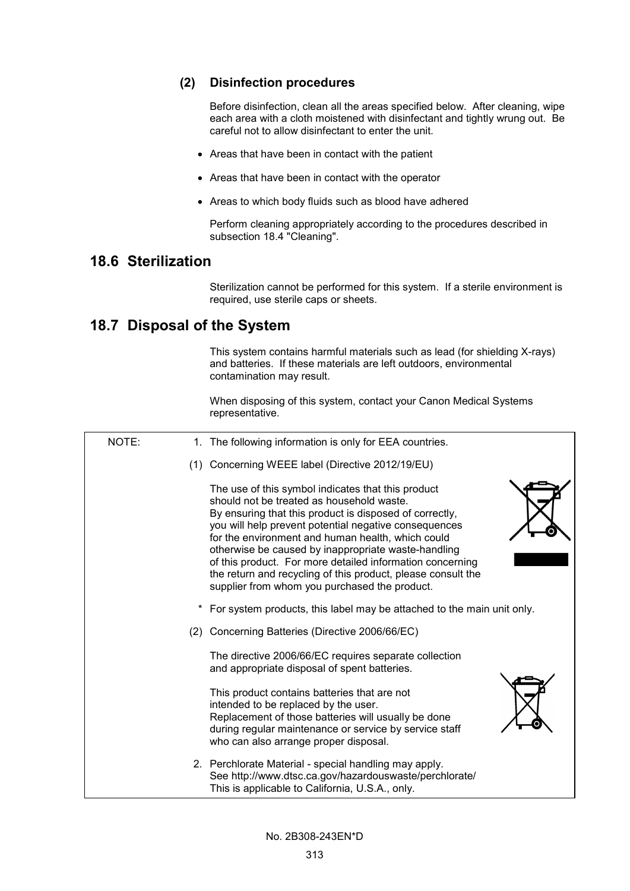### (2) Disinfection procedures

Before disinfection, clean all the areas specified below. After cleaning, wipe each area with a cloth moistened with disinfectant and tightly wrung out. Be careful not to allow disinfectant to enter the unit.

- Areas that have been in contact with the patient
- Areas that have been in contact with the operator
- Areas to which body fluids such as blood have adhered

Perform cleaning appropriately according to the procedures described in subsection 18.4 "Cleaning".

## 18.6 Sterilization

Sterilization cannot be performed for this system. If a sterile environment is required, use sterile caps or sheets.

## 18.7 Disposal of the System

This system contains harmful materials such as lead (for shielding X-rays) and batteries. If these materials are left outdoors, environmental contamination may result.

When disposing of this system, contact your Canon Medical Systems representative.

NOTE:

1. The following information is only for EEA countries.

(1) Concerning WEEE label (Directive 2012/19/EU)

The use of this symbol indicates that this product should not be treated as household waste. By ensuring that this product is disposed of correctly, you will help prevent potential negative consequences for the environment and human health, which could otherwise be caused by inappropriate waste-handling of this product. For more detailed information concerning the return and recycling of this product, please consult the supplier from whom you purchased the product.

\* For system products, this label may be attached to the main unit only.

(2) Concerning Batteries (Directive 2006/66/EC)

The directive 2006/66/EC requires separate collection and appropriate disposal of spent batteries.

This product contains batteries that are not intended to be replaced by the user. Replacement of those batteries will usually be done during regular maintenance or service by service staff who can also arrange proper disposal.

2. Perchlorate Material - special handling may apply. See http://www.dtsc.ca.gov/hazardouswaste/perchlorate/ This is applicable to California, U.S.A., only.

No. 2B308-243EN*D